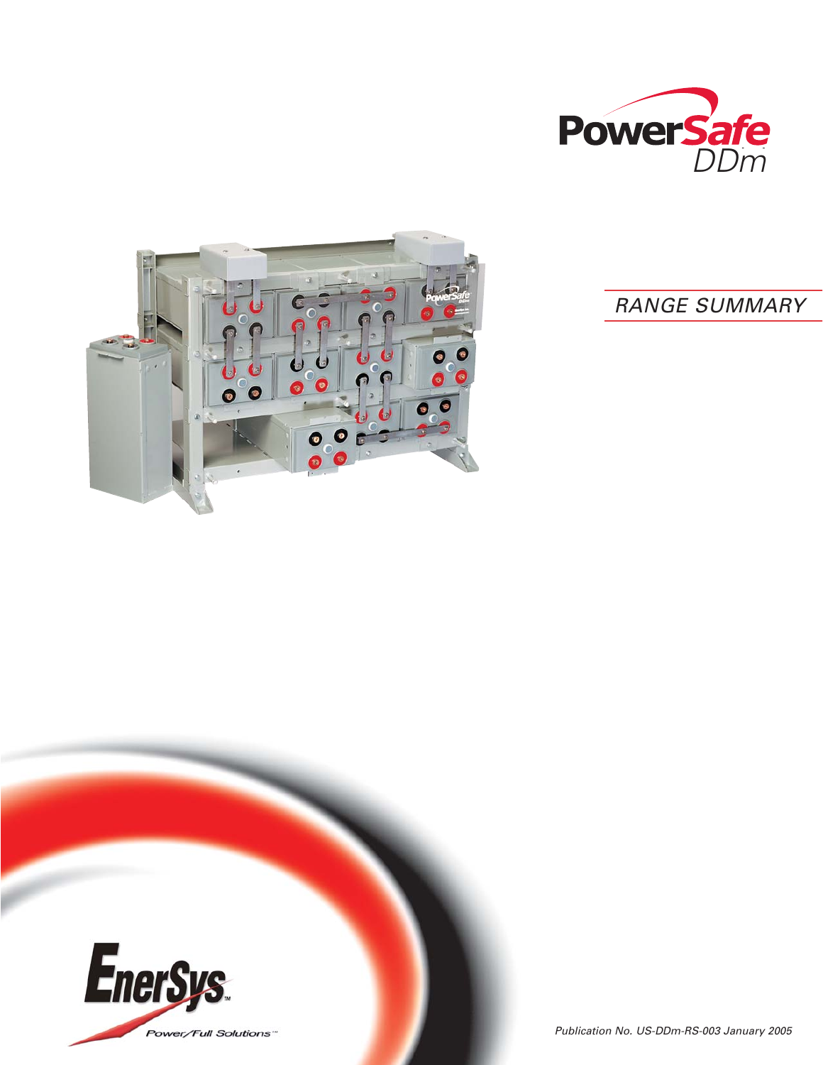# PowerSafe DDm

## RANGE SUMMARY

EnerSys

Power/Full Solutions™

*Publication No. US-DDm-RS-003 January 2005*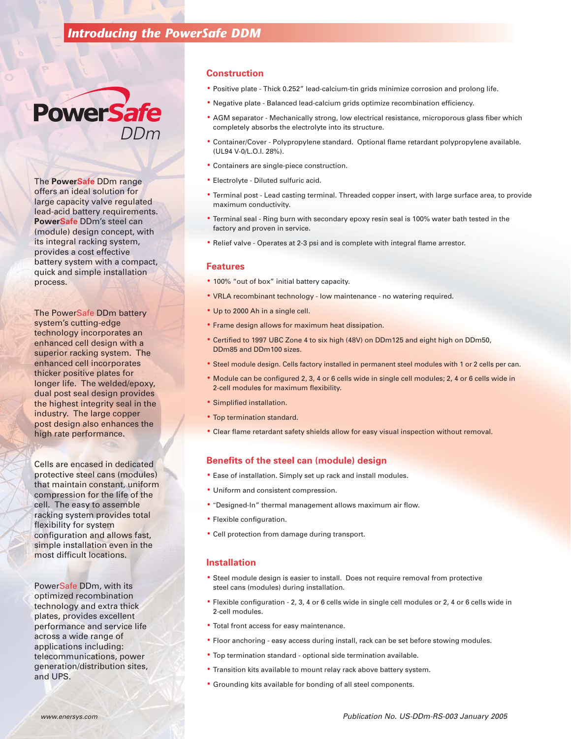# Introducing the PowerSafe DDM

PowerSafe DDm

The **PowerSafe** DDm range offers an ideal solution for large capacity valve regulated lead-acid battery requirements. **PowerSafe** DDm's steel can (module) design concept, with its integral racking system, provides a cost effective battery system with a compact, quick and simple installation process.

The PowerSafe DDm battery system's cutting-edge technology incorporates an enhanced cell design with a superior racking system. The enhanced cell incorporates thicker positive plates for longer life. The welded/epoxy, dual post seal design provides the highest integrity seal in the industry. The large copper post design also enhances the high rate performance.

Cells are encased in dedicated protective steel cans (modules) that maintain constant, uniform compression for the life of the cell. The easy to assemble racking system provides total flexibility for system configuration and allows fast, simple installation even in the most difficult locations.

PowerSafe DDm, with its optimized recombination technology and extra thick plates, provides excellent performance and service life across a wide range of applications including: telecommunications, power generation/distribution sites, and UPS.

## Construction

- Positive plate - Thick 0.252" lead-calcium-tin grids minimize corrosion and prolong life.
- Negative plate - Balanced lead-calcium grids optimize recombination efficiency.
- AGM separator - Mechanically strong, low electrical resistance, microporous glass fiber which completely absorbs the electrolyte into its structure.
- Container/Cover - Polypropylene standard. Optional flame retardant polypropylene available. (UL94 V-0/L.O.I. 28%).
- Containers are single-piece construction.
- Electrolyte - Diluted sulfuric acid.
- Terminal post - Lead casting terminal. Threaded copper insert, with large surface area, to provide maximum conductivity.
- Terminal seal - Ring burn with secondary epoxy resin seal is 100% water bath tested in the factory and proven in service.
- Relief valve - Operates at 2-3 psi and is complete with integral flame arrestor.

## Features

- 100% "out of box" initial battery capacity.
- VRLA recombinant technology - low maintenance - no watering required.
- Up to 2000 Ah in a single cell.
- Frame design allows for maximum heat dissipation.
- Certified to 1997 UBC Zone 4 to six high (48V) on DDm125 and eight high on DDm50, DDm85 and DDm100 sizes.
- Steel module design. Cells factory installed in permanent steel modules with 1 or 2 cells per can.
- Module can be configured 2, 3, 4 or 6 cells wide in single cell modules; 2, 4 or 6 cells wide in 2-cell modules for maximum flexibility.
- Simplified installation.
- Top termination standard.
- Clear flame retardant safety shields allow for easy visual inspection without removal.

## Benefits of the steel can (module) design

- Ease of installation. Simply set up rack and install modules.
- Uniform and consistent compression.
- "Designed-In" thermal management allows maximum air flow.
- Flexible configuration.
- Cell protection from damage during transport.

## Installation

- Steel module design is easier to install. Does not require removal from protective steel cans (modules) during installation.
- Flexible configuration - 2, 3, 4 or 6 cells wide in single cell modules or 2, 4 or 6 cells wide in 2-cell modules.
- Total front access for easy maintenance.
- Floor anchoring - easy access during install, rack can be set before stowing modules.
- Top termination standard - optional side termination available.
- Transition kits available to mount relay rack above battery system.
- Grounding kits available for bonding of all steel components.

www.enersys.com

*Publication No. US-DDm-RS-003 January 2005*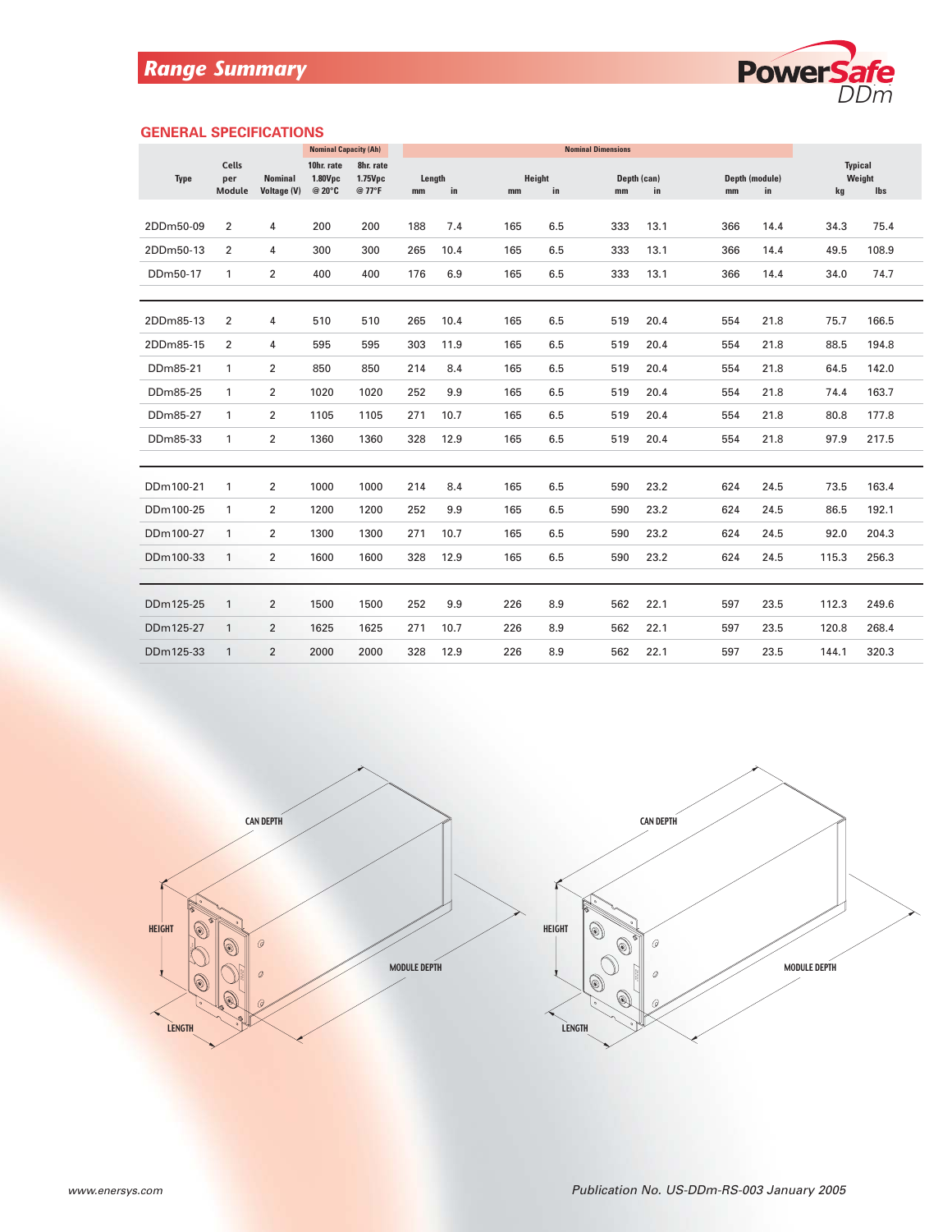## Range Summary

### GENERAL SPECIFICATIONS

| Type | Cells per Module | Nominal Voltage (V) | Nominal Capacity (Ah) 10hr. rate 1.80Vpc @ 20°C | Nominal Capacity (Ah) 8hr. rate 1.75Vpc @ 77°F | Length mm | Length in | Height mm | Height in | Depth (can) mm | Depth (can) in | Depth (module) mm | Depth (module) in | Typical Weight kg | Typical Weight lbs |
|---|---|---|---|---|---|---|---|---|---|---|---|---|---|---|
| 2DDm50-09 | 2 | 4 | 200 | 200 | 188 | 7.4 | 165 | 6.5 | 333 | 13.1 | 366 | 14.4 | 34.3 | 75.4 |
| 2DDm50-13 | 2 | 4 | 300 | 300 | 265 | 10.4 | 165 | 6.5 | 333 | 13.1 | 366 | 14.4 | 49.5 | 108.9 |
| DDm50-17 | 1 | 2 | 400 | 400 | 176 | 6.9 | 165 | 6.5 | 333 | 13.1 | 366 | 14.4 | 34.0 | 74.7 |
| 2DDm85-13 | 2 | 4 | 510 | 510 | 265 | 10.4 | 165 | 6.5 | 519 | 20.4 | 554 | 21.8 | 75.7 | 166.5 |
| 2DDm85-15 | 2 | 4 | 595 | 595 | 303 | 11.9 | 165 | 6.5 | 519 | 20.4 | 554 | 21.8 | 88.5 | 194.8 |
| DDm85-21 | 1 | 2 | 850 | 850 | 214 | 8.4 | 165 | 6.5 | 519 | 20.4 | 554 | 21.8 | 64.5 | 142.0 |
| DDm85-25 | 1 | 2 | 1020 | 1020 | 252 | 9.9 | 165 | 6.5 | 519 | 20.4 | 554 | 21.8 | 74.4 | 163.7 |
| DDm85-27 | 1 | 2 | 1105 | 1105 | 271 | 10.7 | 165 | 6.5 | 519 | 20.4 | 554 | 21.8 | 80.8 | 177.8 |
| DDm85-33 | 1 | 2 | 1360 | 1360 | 328 | 12.9 | 165 | 6.5 | 519 | 20.4 | 554 | 21.8 | 97.9 | 217.5 |
| DDm100-21 | 1 | 2 | 1000 | 1000 | 214 | 8.4 | 165 | 6.5 | 590 | 23.2 | 624 | 24.5 | 73.5 | 163.4 |
| DDm100-25 | 1 | 2 | 1200 | 1200 | 252 | 9.9 | 165 | 6.5 | 590 | 23.2 | 624 | 24.5 | 86.5 | 192.1 |
| DDm100-27 | 1 | 2 | 1300 | 1300 | 271 | 10.7 | 165 | 6.5 | 590 | 23.2 | 624 | 24.5 | 92.0 | 204.3 |
| DDm100-33 | 1 | 2 | 1600 | 1600 | 328 | 12.9 | 165 | 6.5 | 590 | 23.2 | 624 | 24.5 | 115.3 | 256.3 |
| DDm125-25 | 1 | 2 | 1500 | 1500 | 252 | 9.9 | 226 | 8.9 | 562 | 22.1 | 597 | 23.5 | 112.3 | 249.6 |
| DDm125-27 | 1 | 2 | 1625 | 1625 | 271 | 10.7 | 226 | 8.9 | 562 | 22.1 | 597 | 23.5 | 120.8 | 268.4 |
| DDm125-33 | 1 | 2 | 2000 | 2000 | 328 | 12.9 | 226 | 8.9 | 562 | 22.1 | 597 | 23.5 | 144.1 | 320.3 |

*www.enersys.com*

*Publication No. US-DDm-RS-003 January 2005*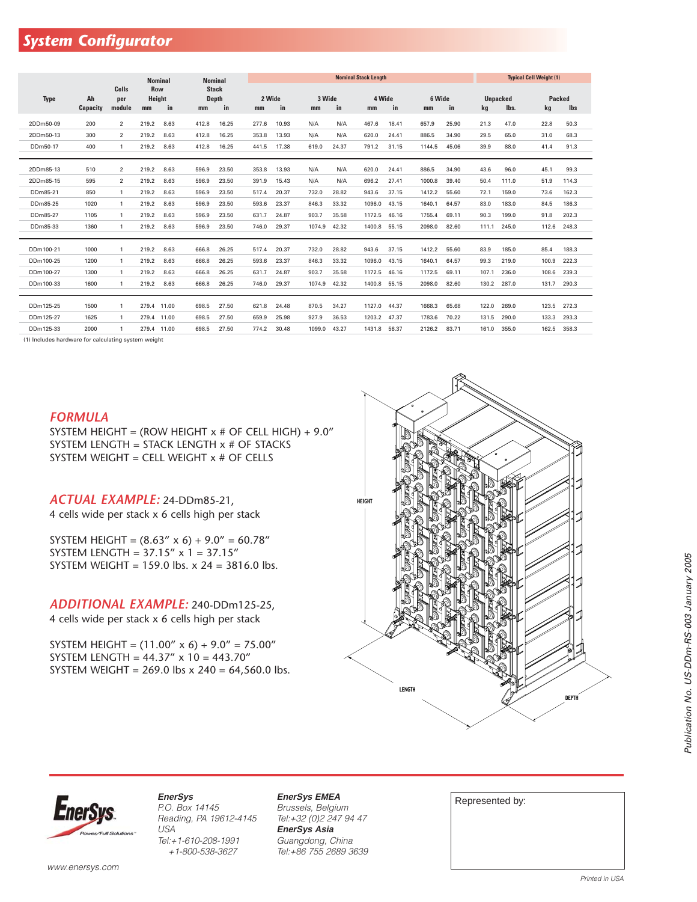## System Configurator

| Type | Ah Capacity | Cells per module | Nominal Row Height | | Nominal Stack Depth | | Nominal Stack Length | | | | | | | | Typical Cell Weight (1) | | | |
|---|---|---|---|---|---|---|---|---|---|---|---|---|---|---|---|---|---|---|
| | | | | | | | 2 Wide | | 3 Wide | | 4 Wide | | 6 Wide | | Unpacked | | Packed | |
| | | | mm | in | mm | in | mm | in | mm | in | mm | in | mm | in | kg | lbs. | kg | lbs |
| 2DDm50-09 | 200 | 2 | 219.2 | 8.63 | 412.8 | 16.25 | 277.6 | 10.93 | N/A | N/A | 467.6 | 18.41 | 657.9 | 25.90 | 21.3 | 47.0 | 22.8 | 50.3 |
| 2DDm50-13 | 300 | 2 | 219.2 | 8.63 | 412.8 | 16.25 | 353.8 | 13.93 | N/A | N/A | 620.0 | 24.41 | 886.5 | 34.90 | 29.5 | 65.0 | 31.0 | 68.3 |
| DDm50-17 | 400 | 1 | 219.2 | 8.63 | 412.8 | 16.25 | 441.5 | 17.38 | 619.0 | 24.37 | 791.2 | 31.15 | 1144.5 | 45.06 | 39.9 | 88.0 | 41.4 | 91.3 |
| 2DDm85-13 | 510 | 2 | 219.2 | 8.63 | 596.9 | 23.50 | 353.8 | 13.93 | N/A | N/A | 620.0 | 24.41 | 886.5 | 34.90 | 43.6 | 96.0 | 45.1 | 99.3 |
| 2DDm85-15 | 595 | 2 | 219.2 | 8.63 | 596.9 | 23.50 | 391.9 | 15.43 | N/A | N/A | 696.2 | 27.41 | 1000.8 | 39.40 | 50.4 | 111.0 | 51.9 | 114.3 |
| DDm85-21 | 850 | 1 | 219.2 | 8.63 | 596.9 | 23.50 | 517.4 | 20.37 | 732.0 | 28.82 | 943.6 | 37.15 | 1412.2 | 55.60 | 72.1 | 159.0 | 73.6 | 162.3 |
| DDm85-25 | 1020 | 1 | 219.2 | 8.63 | 596.9 | 23.50 | 593.6 | 23.37 | 846.3 | 33.32 | 1096.0 | 43.15 | 1640.1 | 64.57 | 83.0 | 183.0 | 84.5 | 186.3 |
| DDm85-27 | 1105 | 1 | 219.2 | 8.63 | 596.9 | 23.50 | 631.7 | 24.87 | 903.7 | 35.58 | 1172.5 | 46.16 | 1755.4 | 69.11 | 90.3 | 199.0 | 91.8 | 202.3 |
| DDm85-33 | 1360 | 1 | 219.2 | 8.63 | 596.9 | 23.50 | 746.0 | 29.37 | 1074.9 | 42.32 | 1400.8 | 55.15 | 2098.0 | 82.60 | 111.1 | 245.0 | 112.6 | 248.3 |
| DDm100-21 | 1000 | 1 | 219.2 | 8.63 | 666.8 | 26.25 | 517.4 | 20.37 | 732.0 | 28.82 | 943.6 | 37.15 | 1412.2 | 55.60 | 83.9 | 185.0 | 85.4 | 188.3 |
| DDm100-25 | 1200 | 1 | 219.2 | 8.63 | 666.8 | 26.25 | 593.6 | 23.37 | 846.3 | 33.32 | 1096.0 | 43.15 | 1640.1 | 64.57 | 99.3 | 219.0 | 100.9 | 222.3 |
| DDm100-27 | 1300 | 1 | 219.2 | 8.63 | 666.8 | 26.25 | 631.7 | 24.87 | 903.7 | 35.58 | 1172.5 | 46.16 | 1172.5 | 69.11 | 107.1 | 236.0 | 108.6 | 239.3 |
| DDm100-33 | 1600 | 1 | 219.2 | 8.63 | 666.8 | 26.25 | 746.0 | 29.37 | 1074.9 | 42.32 | 1400.8 | 55.15 | 2098.0 | 82.60 | 130.2 | 287.0 | 131.7 | 290.3 |
| DDm125-25 | 1500 | 1 | 279.4 | 11.00 | 698.5 | 27.50 | 621.8 | 24.48 | 870.5 | 34.27 | 1127.0 | 44.37 | 1668.3 | 65.68 | 122.0 | 269.0 | 123.5 | 272.3 |
| DDm125-27 | 1625 | 1 | 279.4 | 11.00 | 698.5 | 27.50 | 659.9 | 25.98 | 927.9 | 36.53 | 1203.2 | 47.37 | 1783.6 | 70.22 | 131.5 | 290.0 | 133.3 | 293.3 |
| DDm125-33 | 2000 | 1 | 279.4 | 11.00 | 698.5 | 27.50 | 774.2 | 30.48 | 1099.0 | 43.27 | 1431.8 | 56.37 | 2126.2 | 83.71 | 161.0 | 355.0 | 162.5 | 358.3 |

(1) Includes hardware for calculating system weight

### FORMULA

SYSTEM HEIGHT = (ROW HEIGHT x # OF CELL HIGH) + 9.0"
SYSTEM LENGTH = STACK LENGTH x # OF STACKS
SYSTEM WEIGHT = CELL WEIGHT x # OF CELLS

### ACTUAL EXAMPLE: 24-DDm85-21,

4 cells wide per stack x 6 cells high per stack

SYSTEM HEIGHT = (8.63" x 6) + 9.0" = 60.78"
SYSTEM LENGTH = 37.15" x 1 = 37.15"
SYSTEM WEIGHT = 159.0 lbs. x 24 = 3816.0 lbs.

### ADDITIONAL EXAMPLE: 240-DDm125-25,

4 cells wide per stack x 6 cells high per stack

SYSTEM HEIGHT = (11.00" x 6) + 9.0" = 75.00"
SYSTEM LENGTH = 44.37" x 10 = 443.70"
SYSTEM WEIGHT = 269.0 lbs x 240 = 64,560.0 lbs.

HEIGHT
LENGTH
DEPTH

Publication No. US-DDm-RS-003 January 2005

EnerSys
Power/Full Solutions

***EnerSys***
*P.O. Box 14145*
*Reading, PA 19612-4145*
*USA*
*Tel:+1-610-208-1991*
*+1-800-538-3627*

***EnerSys EMEA***
*Brussels, Belgium*
*Tel:+32 (0)2 247 94 47*
***EnerSys Asia***
*Guangdong, China*
*Tel:+86 755 2689 3639*

Represented by:

*www.enersys.com*

*Printed in USA*